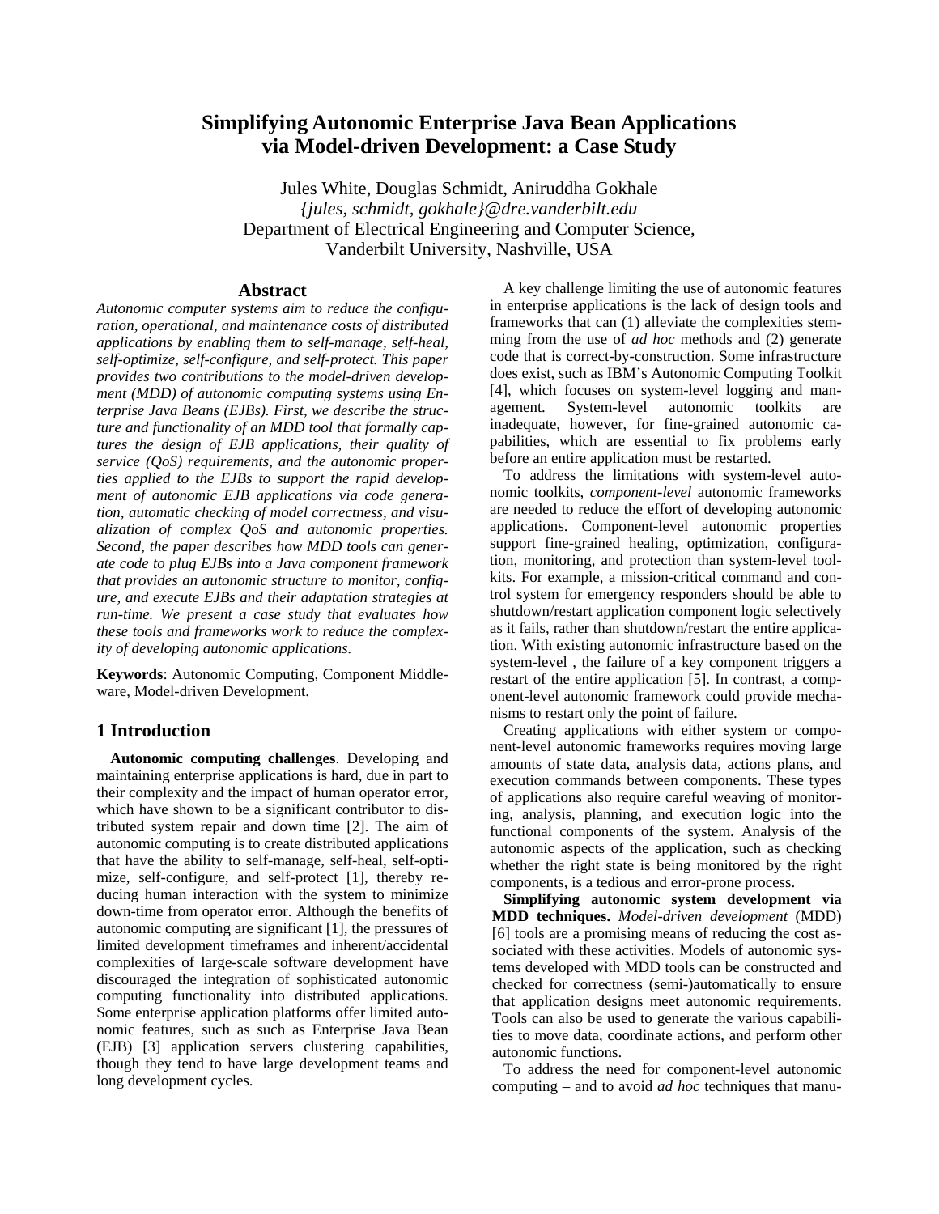# Simplifying Autonomic Enterprise Java Bean Applications via Model-driven Development: a Case Study

Jules White, Douglas Schmidt, Aniruddha Gokhale
*{jules, schmidt, gokhale}@dre.vanderbilt.edu*
Department of Electrical Engineering and Computer Science,
Vanderbilt University, Nashville, USA

## Abstract

*Autonomic computer systems aim to reduce the configuration, operational, and maintenance costs of distributed applications by enabling them to self-manage, self-heal, self-optimize, self-configure, and self-protect. This paper provides two contributions to the model-driven development (MDD) of autonomic computing systems using Enterprise Java Beans (EJBs). First, we describe the structure and functionality of an MDD tool that formally captures the design of EJB applications, their quality of service (QoS) requirements, and the autonomic properties applied to the EJBs to support the rapid development of autonomic EJB applications via code generation, automatic checking of model correctness, and visualization of complex QoS and autonomic properties. Second, the paper describes how MDD tools can generate code to plug EJBs into a Java component framework that provides an autonomic structure to monitor, configure, and execute EJBs and their adaptation strategies at run-time. We present a case study that evaluates how these tools and frameworks work to reduce the complexity of developing autonomic applications.*

**Keywords**: Autonomic Computing, Component Middleware, Model-driven Development.

## 1 Introduction

**Autonomic computing challenges**. Developing and maintaining enterprise applications is hard, due in part to their complexity and the impact of human operator error, which have shown to be a significant contributor to distributed system repair and down time [2]. The aim of autonomic computing is to create distributed applications that have the ability to self-manage, self-heal, self-optimize, self-configure, and self-protect [1], thereby reducing human interaction with the system to minimize down-time from operator error. Although the benefits of autonomic computing are significant [1], the pressures of limited development timeframes and inherent/accidental complexities of large-scale software development have discouraged the integration of sophisticated autonomic computing functionality into distributed applications. Some enterprise application platforms offer limited autonomic features, such as such as Enterprise Java Bean (EJB) [3] application servers clustering capabilities, though they tend to have large development teams and long development cycles.

A key challenge limiting the use of autonomic features in enterprise applications is the lack of design tools and frameworks that can (1) alleviate the complexities stemming from the use of *ad hoc* methods and (2) generate code that is correct-by-construction. Some infrastructure does exist, such as IBM's Autonomic Computing Toolkit [4], which focuses on system-level logging and management. System-level autonomic toolkits are inadequate, however, for fine-grained autonomic capabilities, which are essential to fix problems early before an entire application must be restarted.

To address the limitations with system-level autonomic toolkits, *component-level* autonomic frameworks are needed to reduce the effort of developing autonomic applications. Component-level autonomic properties support fine-grained healing, optimization, configuration, monitoring, and protection than system-level toolkits. For example, a mission-critical command and control system for emergency responders should be able to shutdown/restart application component logic selectively as it fails, rather than shutdown/restart the entire application. With existing autonomic infrastructure based on the system-level , the failure of a key component triggers a restart of the entire application [5]. In contrast, a component-level autonomic framework could provide mechanisms to restart only the point of failure.

Creating applications with either system or component-level autonomic frameworks requires moving large amounts of state data, analysis data, actions plans, and execution commands between components. These types of applications also require careful weaving of monitoring, analysis, planning, and execution logic into the functional components of the system. Analysis of the autonomic aspects of the application, such as checking whether the right state is being monitored by the right components, is a tedious and error-prone process.

**Simplifying autonomic system development via MDD techniques.** *Model-driven development* (MDD) [6] tools are a promising means of reducing the cost associated with these activities. Models of autonomic systems developed with MDD tools can be constructed and checked for correctness (semi-)automatically to ensure that application designs meet autonomic requirements. Tools can also be used to generate the various capabilities to move data, coordinate actions, and perform other autonomic functions.

To address the need for component-level autonomic computing – and to avoid *ad hoc* techniques that manu-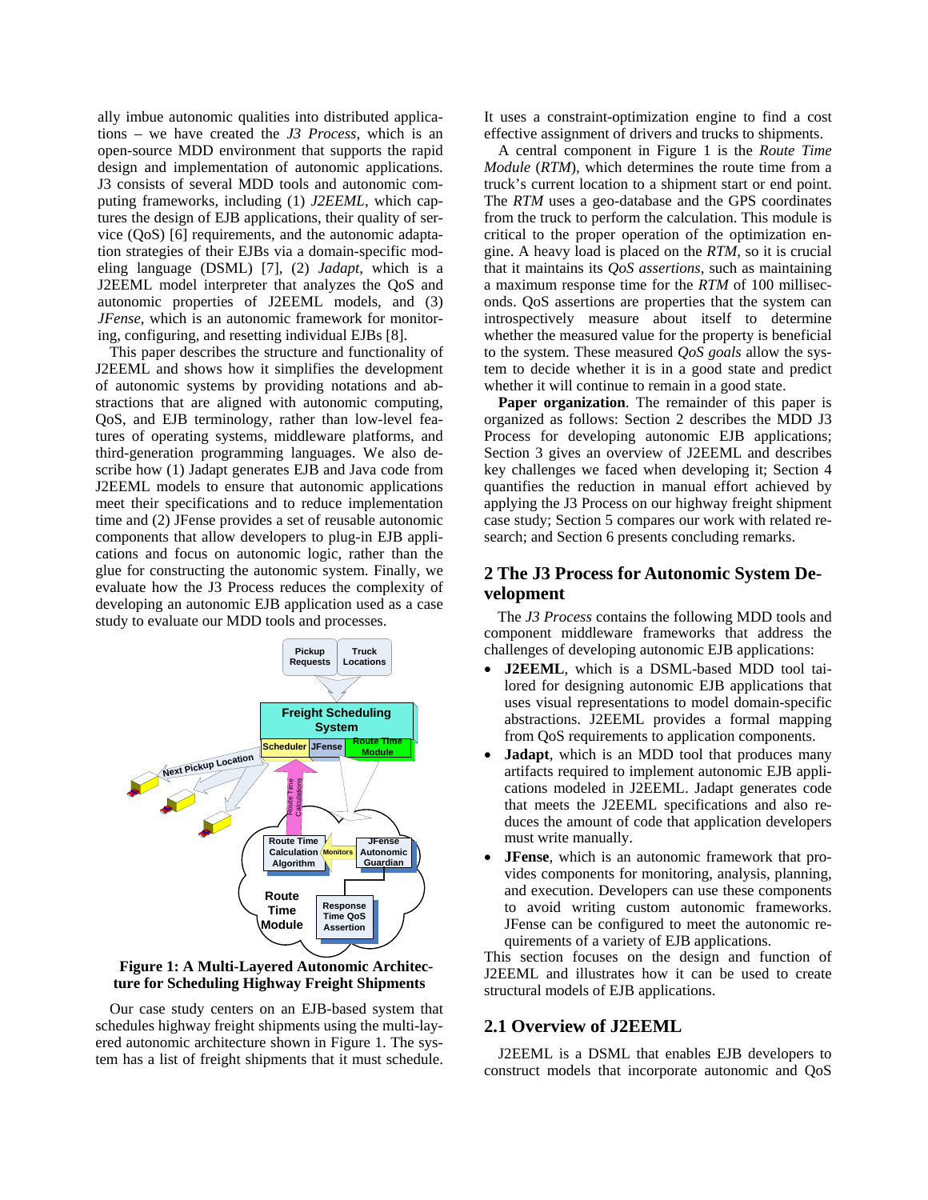ally imbue autonomic qualities into distributed applications – we have created the *J3 Process*, which is an open-source MDD environment that supports the rapid design and implementation of autonomic applications. J3 consists of several MDD tools and autonomic computing frameworks, including (1) *J2EEML*, which captures the design of EJB applications, their quality of service (QoS) [6] requirements, and the autonomic adaptation strategies of their EJBs via a domain-specific modeling language (DSML) [7], (2) *Jadapt*, which is a J2EEML model interpreter that analyzes the QoS and autonomic properties of J2EEML models, and (3) *JFense*, which is an autonomic framework for monitoring, configuring, and resetting individual EJBs [8].

This paper describes the structure and functionality of J2EEML and shows how it simplifies the development of autonomic systems by providing notations and abstractions that are aligned with autonomic computing, QoS, and EJB terminology, rather than low-level features of operating systems, middleware platforms, and third-generation programming languages. We also describe how (1) Jadapt generates EJB and Java code from J2EEML models to ensure that autonomic applications meet their specifications and to reduce implementation time and (2) JFense provides a set of reusable autonomic components that allow developers to plug-in EJB applications and focus on autonomic logic, rather than the glue for constructing the autonomic system. Finally, we evaluate how the J3 Process reduces the complexity of developing an autonomic EJB application used as a case study to evaluate our MDD tools and processes.

**Figure 1: A Multi-Layered Autonomic Architecture for Scheduling Highway Freight Shipments**

Our case study centers on an EJB-based system that schedules highway freight shipments using the multi-layered autonomic architecture shown in Figure 1. The system has a list of freight shipments that it must schedule. It uses a constraint-optimization engine to find a cost effective assignment of drivers and trucks to shipments.

A central component in Figure 1 is the *Route Time Module* (*RTM*), which determines the route time from a truck's current location to a shipment start or end point. The *RTM* uses a geo-database and the GPS coordinates from the truck to perform the calculation. This module is critical to the proper operation of the optimization engine. A heavy load is placed on the *RTM*, so it is crucial that it maintains its *QoS assertions*, such as maintaining a maximum response time for the *RTM* of 100 milliseconds. QoS assertions are properties that the system can introspectively measure about itself to determine whether the measured value for the property is beneficial to the system. These measured *QoS goals* allow the system to decide whether it is in a good state and predict whether it will continue to remain in a good state.

**Paper organization**. The remainder of this paper is organized as follows: Section 2 describes the MDD J3 Process for developing autonomic EJB applications; Section 3 gives an overview of J2EEML and describes key challenges we faced when developing it; Section 4 quantifies the reduction in manual effort achieved by applying the J3 Process on our highway freight shipment case study; Section 5 compares our work with related research; and Section 6 presents concluding remarks.

## 2 The J3 Process for Autonomic System Development

The *J3 Process* contains the following MDD tools and component middleware frameworks that address the challenges of developing autonomic EJB applications:

- **J2EEML**, which is a DSML-based MDD tool tailored for designing autonomic EJB applications that uses visual representations to model domain-specific abstractions. J2EEML provides a formal mapping from QoS requirements to application components.
- **Jadapt**, which is an MDD tool that produces many artifacts required to implement autonomic EJB applications modeled in J2EEML. Jadapt generates code that meets the J2EEML specifications and also reduces the amount of code that application developers must write manually.
- **JFense**, which is an autonomic framework that provides components for monitoring, analysis, planning, and execution. Developers can use these components to avoid writing custom autonomic frameworks. JFense can be configured to meet the autonomic requirements of a variety of EJB applications.

This section focuses on the design and function of J2EEML and illustrates how it can be used to create structural models of EJB applications.

### 2.1 Overview of J2EEML

J2EEML is a DSML that enables EJB developers to construct models that incorporate autonomic and QoS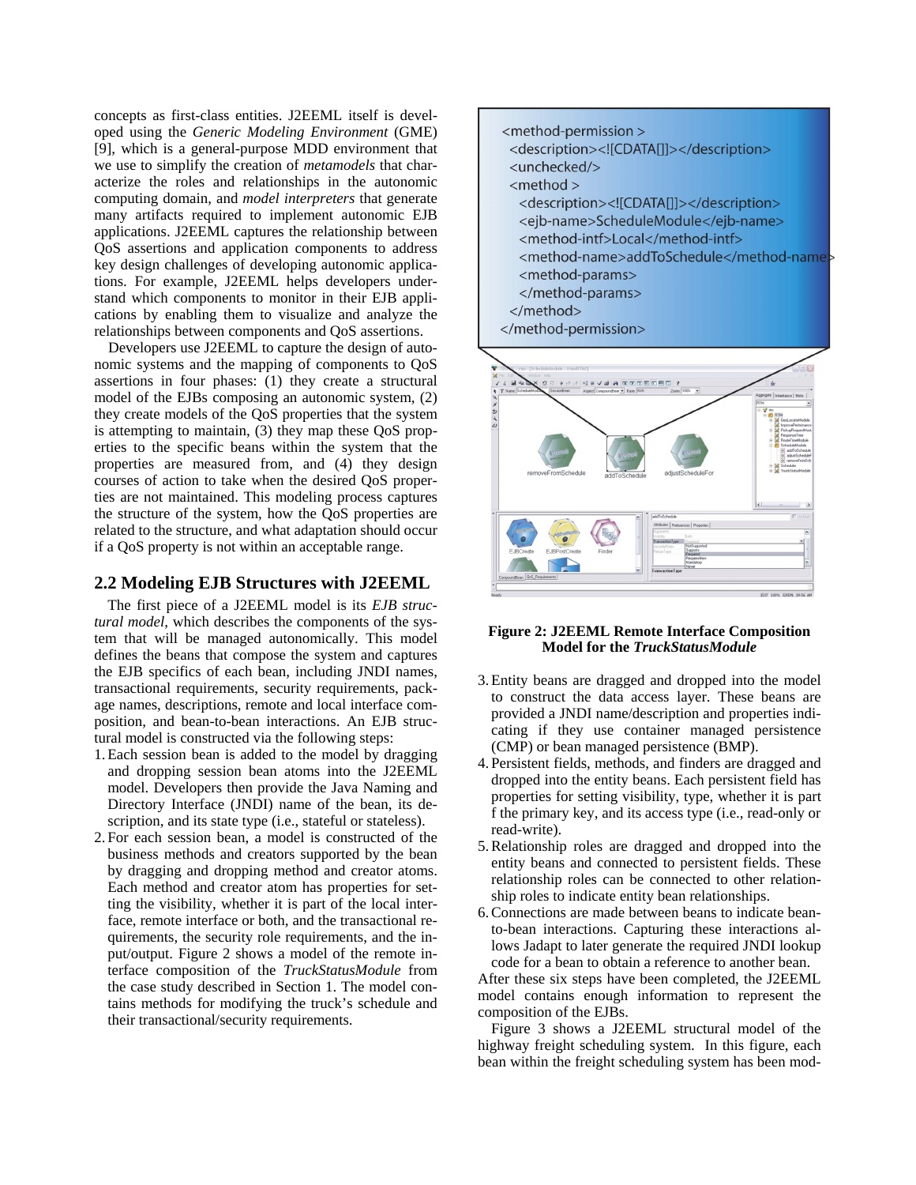concepts as first-class entities. J2EEML itself is developed using the *Generic Modeling Environment* (GME) [9], which is a general-purpose MDD environment that we use to simplify the creation of *metamodels* that characterize the roles and relationships in the autonomic computing domain, and *model interpreters* that generate many artifacts required to implement autonomic EJB applications. J2EEML captures the relationship between QoS assertions and application components to address key design challenges of developing autonomic applications. For example, J2EEML helps developers understand which components to monitor in their EJB applications by enabling them to visualize and analyze the relationships between components and QoS assertions.

Developers use J2EEML to capture the design of autonomic systems and the mapping of components to QoS assertions in four phases: (1) they create a structural model of the EJBs composing an autonomic system, (2) they create models of the QoS properties that the system is attempting to maintain, (3) they map these QoS properties to the specific beans within the system that the properties are measured from, and (4) they design courses of action to take when the desired QoS properties are not maintained. This modeling process captures the structure of the system, how the QoS properties are related to the structure, and what adaptation should occur if a QoS property is not within an acceptable range.

## 2.2 Modeling EJB Structures with J2EEML

The first piece of a J2EEML model is its *EJB structural model*, which describes the components of the system that will be managed autonomically. This model defines the beans that compose the system and captures the EJB specifics of each bean, including JNDI names, transactional requirements, security requirements, package names, descriptions, remote and local interface composition, and bean-to-bean interactions. An EJB structural model is constructed via the following steps:

1. Each session bean is added to the model by dragging and dropping session bean atoms into the J2EEML model. Developers then provide the Java Naming and Directory Interface (JNDI) name of the bean, its description, and its state type (i.e., stateful or stateless).
2. For each session bean, a model is constructed of the business methods and creators supported by the bean by dragging and dropping method and creator atoms. Each method and creator atom has properties for setting the visibility, whether it is part of the local interface, remote interface or both, and the transactional requirements, the security role requirements, and the input/output. Figure 2 shows a model of the remote interface composition of the *TruckStatusModule* from the case study described in Section 1. The model contains methods for modifying the truck's schedule and their transactional/security requirements.

```
<method-permission >
  <description><![CDATA[]]></description>
  <unchecked/>
  <method >
    <description><![CDATA[]]></description>
    <ejb-name>ScheduleModule</ejb-name>
    <method-intf>Local</method-intf>
    <method-name>addToSchedule</method-name>
    <method-params>
    </method-params>
  </method>
</method-permission>
```

**Figure 2: J2EEML Remote Interface Composition Model for the *TruckStatusModule***

3. Entity beans are dragged and dropped into the model to construct the data access layer. These beans are provided a JNDI name/description and properties indicating if they use container managed persistence (CMP) or bean managed persistence (BMP).
4. Persistent fields, methods, and finders are dragged and dropped into the entity beans. Each persistent field has properties for setting visibility, type, whether it is part f the primary key, and its access type (i.e., read-only or read-write).
5. Relationship roles are dragged and dropped into the entity beans and connected to persistent fields. These relationship roles can be connected to other relationship roles to indicate entity bean relationships.
6. Connections are made between beans to indicate bean-to-bean interactions. Capturing these interactions allows Jadapt to later generate the required JNDI lookup code for a bean to obtain a reference to another bean.

After these six steps have been completed, the J2EEML model contains enough information to represent the composition of the EJBs.

Figure 3 shows a J2EEML structural model of the highway freight scheduling system. In this figure, each bean within the freight scheduling system has been mod-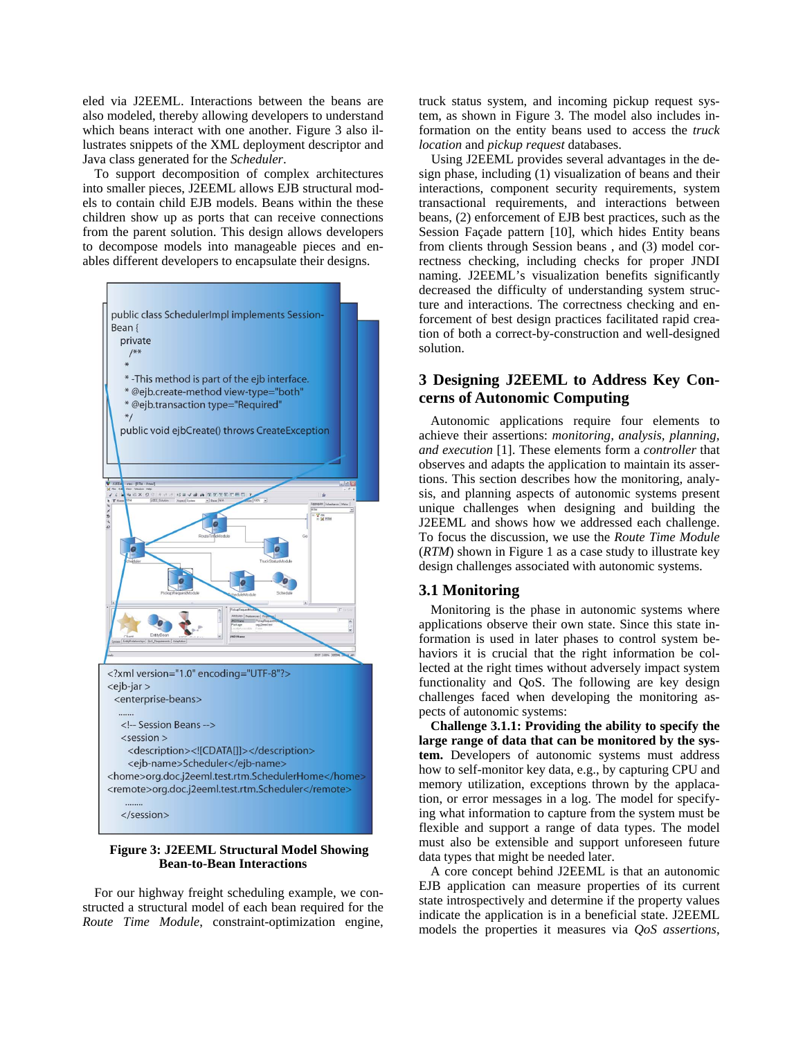eled via J2EEML. Interactions between the beans are also modeled, thereby allowing developers to understand which beans interact with one another. Figure 3 also illustrates snippets of the XML deployment descriptor and Java class generated for the *Scheduler*.

To support decomposition of complex architectures into smaller pieces, J2EEML allows EJB structural models to contain child EJB models. Beans within the these children show up as ports that can receive connections from the parent solution. This design allows developers to decompose models into manageable pieces and enables different developers to encapsulate their designs.

```
public class SchedulerImpl implements SessionBean {
  private
    /**
    *
    * -This method is part of the ejb interface.
    * @ejb.create-method view-type="both"
    * @ejb.transaction type="Required"
    */
  public void ejbCreate() throws CreateException
```

```
<?xml version="1.0" encoding="UTF-8"?>
<ejb-jar >
  <enterprise-beans>
   .......
    <!-- Session Beans -->
    <session >
      <description><![CDATA[]]></description>
      <ejb-name>Scheduler</ejb-name>
<home>org.doc.j2eeml.test.rtm.SchedulerHome</home>
<remote>org.doc.j2eeml.test.rtm.Scheduler</remote>
     ........
    </session>
```

**Figure 3: J2EEML Structural Model Showing Bean-to-Bean Interactions**

For our highway freight scheduling example, we constructed a structural model of each bean required for the *Route Time Module*, constraint-optimization engine, truck status system, and incoming pickup request system, as shown in Figure 3. The model also includes information on the entity beans used to access the *truck location* and *pickup request* databases.

Using J2EEML provides several advantages in the design phase, including (1) visualization of beans and their interactions, component security requirements, system transactional requirements, and interactions between beans, (2) enforcement of EJB best practices, such as the Session Façade pattern [10], which hides Entity beans from clients through Session beans , and (3) model correctness checking, including checks for proper JNDI naming. J2EEML's visualization benefits significantly decreased the difficulty of understanding system structure and interactions. The correctness checking and enforcement of best design practices facilitated rapid creation of both a correct-by-construction and well-designed solution.

## 3 Designing J2EEML to Address Key Concerns of Autonomic Computing

Autonomic applications require four elements to achieve their assertions: *monitoring, analysis, planning, and execution* [1]. These elements form a *controller* that observes and adapts the application to maintain its assertions. This section describes how the monitoring, analysis, and planning aspects of autonomic systems present unique challenges when designing and building the J2EEML and shows how we addressed each challenge. To focus the discussion, we use the *Route Time Module* (*RTM*) shown in Figure 1 as a case study to illustrate key design challenges associated with autonomic systems.

### 3.1 Monitoring

Monitoring is the phase in autonomic systems where applications observe their own state. Since this state information is used in later phases to control system behaviors it is crucial that the right information be collected at the right times without adversely impact system functionality and QoS. The following are key design challenges faced when developing the monitoring aspects of autonomic systems:

**Challenge 3.1.1: Providing the ability to specify the large range of data that can be monitored by the system.** Developers of autonomic systems must address how to self-monitor key data, e.g., by capturing CPU and memory utilization, exceptions thrown by the applacation, or error messages in a log. The model for specifying what information to capture from the system must be flexible and support a range of data types. The model must also be extensible and support unforeseen future data types that might be needed later.

A core concept behind J2EEML is that an autonomic EJB application can measure properties of its current state introspectively and determine if the property values indicate the application is in a beneficial state. J2EEML models the properties it measures via *QoS assertions*,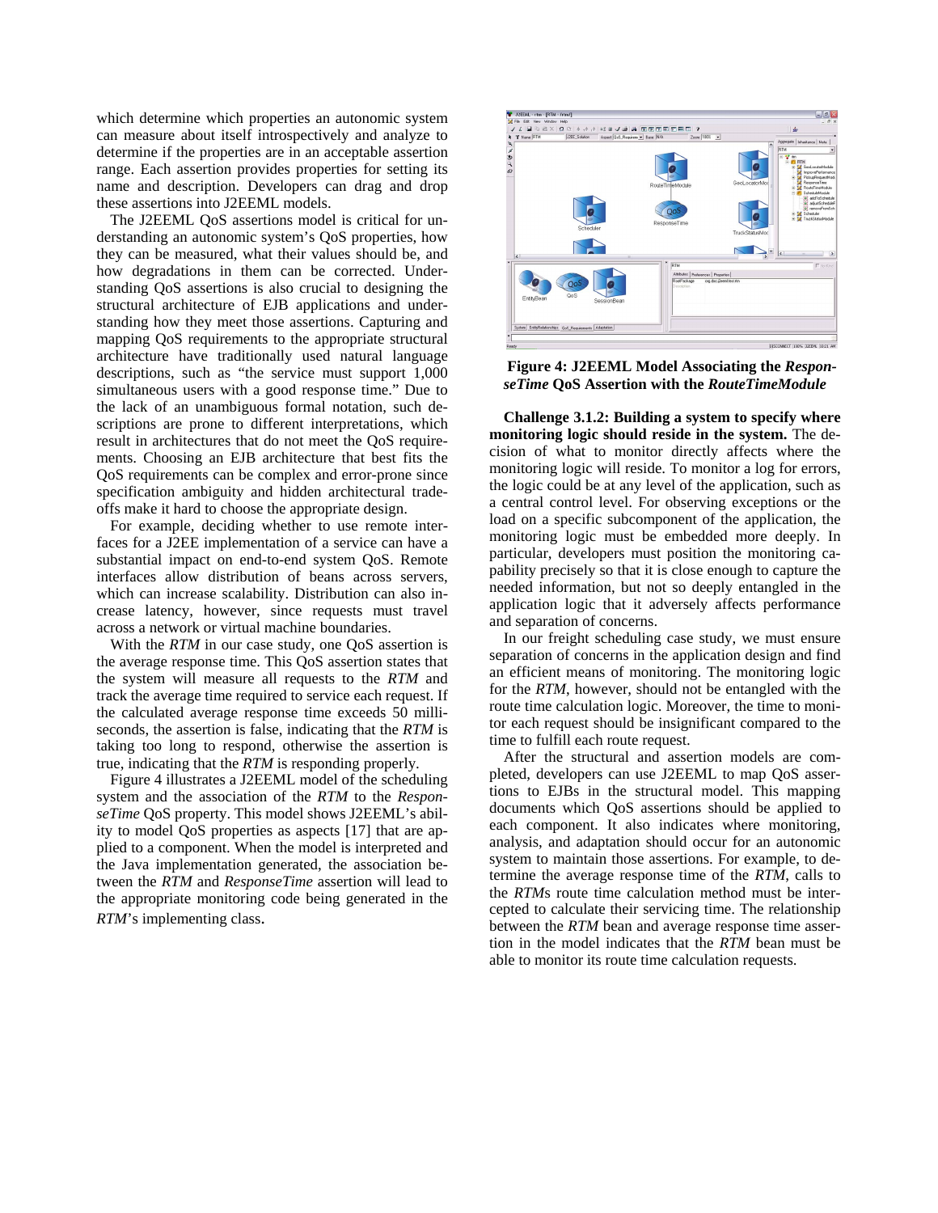which determine which properties an autonomic system can measure about itself introspectively and analyze to determine if the properties are in an acceptable assertion range. Each assertion provides properties for setting its name and description. Developers can drag and drop these assertions into J2EEML models.

The J2EEML QoS assertions model is critical for understanding an autonomic system's QoS properties, how they can be measured, what their values should be, and how degradations in them can be corrected. Understanding QoS assertions is also crucial to designing the structural architecture of EJB applications and understanding how they meet those assertions. Capturing and mapping QoS requirements to the appropriate structural architecture have traditionally used natural language descriptions, such as "the service must support 1,000 simultaneous users with a good response time." Due to the lack of an unambiguous formal notation, such descriptions are prone to different interpretations, which result in architectures that do not meet the QoS requirements. Choosing an EJB architecture that best fits the QoS requirements can be complex and error-prone since specification ambiguity and hidden architectural tradeoffs make it hard to choose the appropriate design.

For example, deciding whether to use remote interfaces for a J2EE implementation of a service can have a substantial impact on end-to-end system QoS. Remote interfaces allow distribution of beans across servers, which can increase scalability. Distribution can also increase latency, however, since requests must travel across a network or virtual machine boundaries.

With the *RTM* in our case study, one QoS assertion is the average response time. This QoS assertion states that the system will measure all requests to the *RTM* and track the average time required to service each request. If the calculated average response time exceeds 50 milliseconds, the assertion is false, indicating that the *RTM* is taking too long to respond, otherwise the assertion is true, indicating that the *RTM* is responding properly.

Figure 4 illustrates a J2EEML model of the scheduling system and the association of the *RTM* to the *ResponseTime* QoS property. This model shows J2EEML's ability to model QoS properties as aspects [17] that are applied to a component. When the model is interpreted and the Java implementation generated, the association between the *RTM* and *ResponseTime* assertion will lead to the appropriate monitoring code being generated in the *RTM*'s implementing class.

**Figure 4: J2EEML Model Associating the *ResponseTime* QoS Assertion with the *RouteTimeModule***

**Challenge 3.1.2: Building a system to specify where monitoring logic should reside in the system.** The decision of what to monitor directly affects where the monitoring logic will reside. To monitor a log for errors, the logic could be at any level of the application, such as a central control level. For observing exceptions or the load on a specific subcomponent of the application, the monitoring logic must be embedded more deeply. In particular, developers must position the monitoring capability precisely so that it is close enough to capture the needed information, but not so deeply entangled in the application logic that it adversely affects performance and separation of concerns.

In our freight scheduling case study, we must ensure separation of concerns in the application design and find an efficient means of monitoring. The monitoring logic for the *RTM*, however, should not be entangled with the route time calculation logic. Moreover, the time to monitor each request should be insignificant compared to the time to fulfill each route request.

After the structural and assertion models are completed, developers can use J2EEML to map QoS assertions to EJBs in the structural model. This mapping documents which QoS assertions should be applied to each component. It also indicates where monitoring, analysis, and adaptation should occur for an autonomic system to maintain those assertions. For example, to determine the average response time of the *RTM*, calls to the *RTM*s route time calculation method must be intercepted to calculate their servicing time. The relationship between the *RTM* bean and average response time assertion in the model indicates that the *RTM* bean must be able to monitor its route time calculation requests.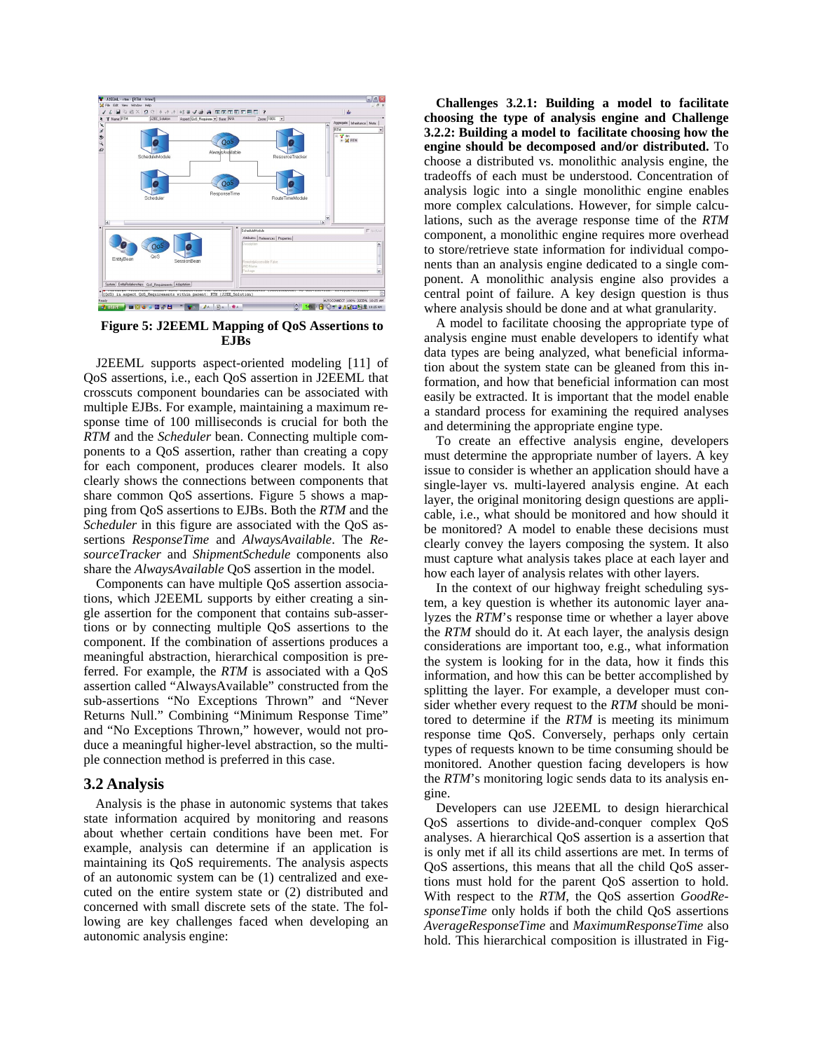Figure 5: J2EEML Mapping of QoS Assertions to EJBs

J2EEML supports aspect-oriented modeling [11] of QoS assertions, i.e., each QoS assertion in J2EEML that crosscuts component boundaries can be associated with multiple EJBs. For example, maintaining a maximum response time of 100 milliseconds is crucial for both the *RTM* and the *Scheduler* bean. Connecting multiple components to a QoS assertion, rather than creating a copy for each component, produces clearer models. It also clearly shows the connections between components that share common QoS assertions. Figure 5 shows a mapping from QoS assertions to EJBs. Both the *RTM* and the *Scheduler* in this figure are associated with the QoS assertions *ResponseTime* and *AlwaysAvailable*. The *ResourceTracker* and *ShipmentSchedule* components also share the *AlwaysAvailable* QoS assertion in the model.

Components can have multiple QoS assertion associations, which J2EEML supports by either creating a single assertion for the component that contains sub-assertions or by connecting multiple QoS assertions to the component. If the combination of assertions produces a meaningful abstraction, hierarchical composition is preferred. For example, the *RTM* is associated with a QoS assertion called "AlwaysAvailable" constructed from the sub-assertions "No Exceptions Thrown" and "Never Returns Null." Combining "Minimum Response Time" and "No Exceptions Thrown," however, would not produce a meaningful higher-level abstraction, so the multiple connection method is preferred in this case.

## 3.2 Analysis

Analysis is the phase in autonomic systems that takes state information acquired by monitoring and reasons about whether certain conditions have been met. For example, analysis can determine if an application is maintaining its QoS requirements. The analysis aspects of an autonomic system can be (1) centralized and executed on the entire system state or (2) distributed and concerned with small discrete sets of the state. The following are key challenges faced when developing an autonomic analysis engine:

**Challenges 3.2.1: Building a model to facilitate choosing the type of analysis engine and Challenge 3.2.2: Building a model to facilitate choosing how the engine should be decomposed and/or distributed.** To choose a distributed vs. monolithic analysis engine, the tradeoffs of each must be understood. Concentration of analysis logic into a single monolithic engine enables more complex calculations. However, for simple calculations, such as the average response time of the *RTM* component, a monolithic engine requires more overhead to store/retrieve state information for individual components than an analysis engine dedicated to a single component. A monolithic engine also provides a central point of failure. A key design question is thus where analysis should be done and at what granularity.

A model to facilitate choosing the appropriate type of analysis engine must enable developers to identify what data types are being analyzed, what beneficial information about the system state can be gleaned from this information, and how that beneficial information can most easily be extracted. It is important that the model enable a standard process for examining the required analyses and determining the appropriate engine type.

To create an effective analysis engine, developers must determine the appropriate number of layers. A key issue to consider is whether an application should have a single-layer vs. multi-layered analysis engine. At each layer, the original monitoring design questions are applicable, i.e., what should be monitored and how should it be monitored? A model to enable these decisions must clearly convey the layers composing the system. It also must capture what analysis takes place at each layer and how each layer of analysis relates with other layers.

In the context of our highway freight scheduling system, a key question is whether its autonomic layer analyzes the *RTM*'s response time or whether a layer above the *RTM* should do it. At each layer, the analysis design considerations are important too, e.g., what information the system is looking for in the data, how it finds this information, and how this can be better accomplished by splitting the layer. For example, a developer must consider whether every request to the *RTM* should be monitored to determine if the *RTM* is meeting its minimum response time QoS. Conversely, perhaps only certain types of requests known to be time consuming should be monitored. Another question facing developers is how the *RTM*'s monitoring logic sends data to its analysis engine.

Developers can use J2EEML to design hierarchical QoS assertions to divide-and-conquer complex QoS analyses. A hierarchical QoS assertion is a assertion that is only met if all its child assertions are met. In terms of QoS assertions, this means that all the child QoS assertions must hold for the parent QoS assertion to hold. With respect to the *RTM*, the QoS assertion *GoodResponseTime* only holds if both the child QoS assertions *AverageResponseTime* and *MaximumResponseTime* also hold. This hierarchical composition is illustrated in Fig-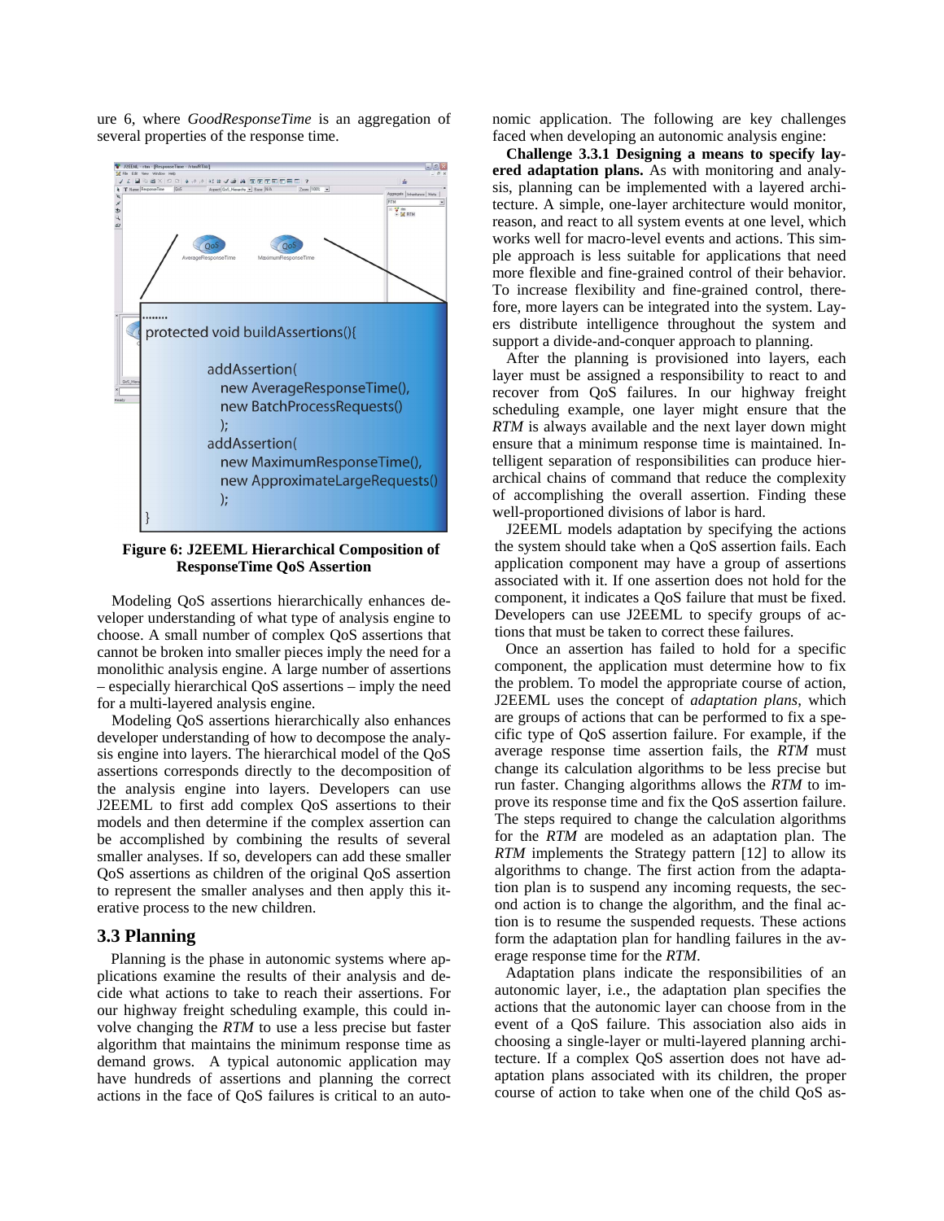ure 6, where *GoodResponseTime* is an aggregation of several properties of the response time.

```
........
protected void buildAssertions(){

    addAssertion(
      new AverageResponseTime(),
      new BatchProcessRequests()
    );
    addAssertion(
      new MaximumResponseTime(),
      new ApproximateLargeRequests()
    );
}
```

**Figure 6: J2EEML Hierarchical Composition of ResponseTime QoS Assertion**

Modeling QoS assertions hierarchically enhances developer understanding of what type of analysis engine to choose. A small number of complex QoS assertions that cannot be broken into smaller pieces imply the need for a monolithic analysis engine. A large number of assertions – especially hierarchical QoS assertions – imply the need for a multi-layered analysis engine.

Modeling QoS assertions hierarchically also enhances developer understanding of how to decompose the analysis engine into layers. The hierarchical model of the QoS assertions corresponds directly to the decomposition of the analysis engine into layers. Developers can use J2EEML to first add complex QoS assertions to their models and then determine if the complex assertion can be accomplished by combining the results of several smaller analyses. If so, developers can add these smaller QoS assertions as children of the original QoS assertion to represent the smaller analyses and then apply this iterative process to the new children.

## 3.3 Planning

Planning is the phase in autonomic systems where applications examine the results of their analysis and decide what actions to take to reach their assertions. For our highway freight scheduling example, this could involve changing the *RTM* to use a less precise but faster algorithm that maintains the minimum response time as demand grows. A typical autonomic application may have hundreds of assertions and planning the correct actions in the face of QoS failures is critical to an autonomic application. The following are key challenges faced when developing an autonomic analysis engine:

**Challenge 3.3.1 Designing a means to specify layered adaptation plans.** As with monitoring and analysis, planning can be implemented with a layered architecture. A simple, one-layer architecture would monitor, reason, and react to all system events at one level, which works well for macro-level events and actions. This simple approach is less suitable for applications that need more flexible and fine-grained control of their behavior. To increase flexibility and fine-grained control, therefore, more layers can be integrated into the system. Layers distribute intelligence throughout the system and support a divide-and-conquer approach to planning.

After the planning is provisioned into layers, each layer must be assigned a responsibility to react to and recover from QoS failures. In our highway freight scheduling example, one layer might ensure that the *RTM* is always available and the next layer down might ensure that a minimum response time is maintained. Intelligent separation of responsibilities can produce hierarchical chains of command that reduce the complexity of accomplishing the overall assertion. Finding these well-proportioned divisions of labor is hard.

J2EEML models adaptation by specifying the actions the system should take when a QoS assertion fails. Each application component may have a group of assertions associated with it. If one assertion does not hold for the component, it indicates a QoS failure that must be fixed. Developers can use J2EEML to specify groups of actions that must be taken to correct these failures.

Once an assertion has failed to hold for a specific component, the application must determine how to fix the problem. To model the appropriate course of action, J2EEML uses the concept of *adaptation plans*, which are groups of actions that can be performed to fix a specific type of QoS assertion failure. For example, if the average response time assertion fails, the *RTM* must change its calculation algorithms to be less precise but run faster. Changing algorithms allows the *RTM* to improve its response time and fix the QoS assertion failure. The steps required to change the calculation algorithms for the *RTM* are modeled as an adaptation plan. The *RTM* implements the Strategy pattern [12] to allow its algorithms to change. The first action from the adaptation plan is to suspend any incoming requests, the second action is to change the algorithm, and the final action is to resume the suspended requests. These actions form the adaptation plan for handling failures in the average response time for the *RTM*.

Adaptation plans indicate the responsibilities of an autonomic layer, i.e., the adaptation plan specifies the actions that the autonomic layer can choose from in the event of a QoS failure. This association also aids in choosing a single-layer or multi-layered planning architecture. If a complex QoS assertion does not have adaptation plans associated with its children, the proper course of action to take when one of the child QoS as-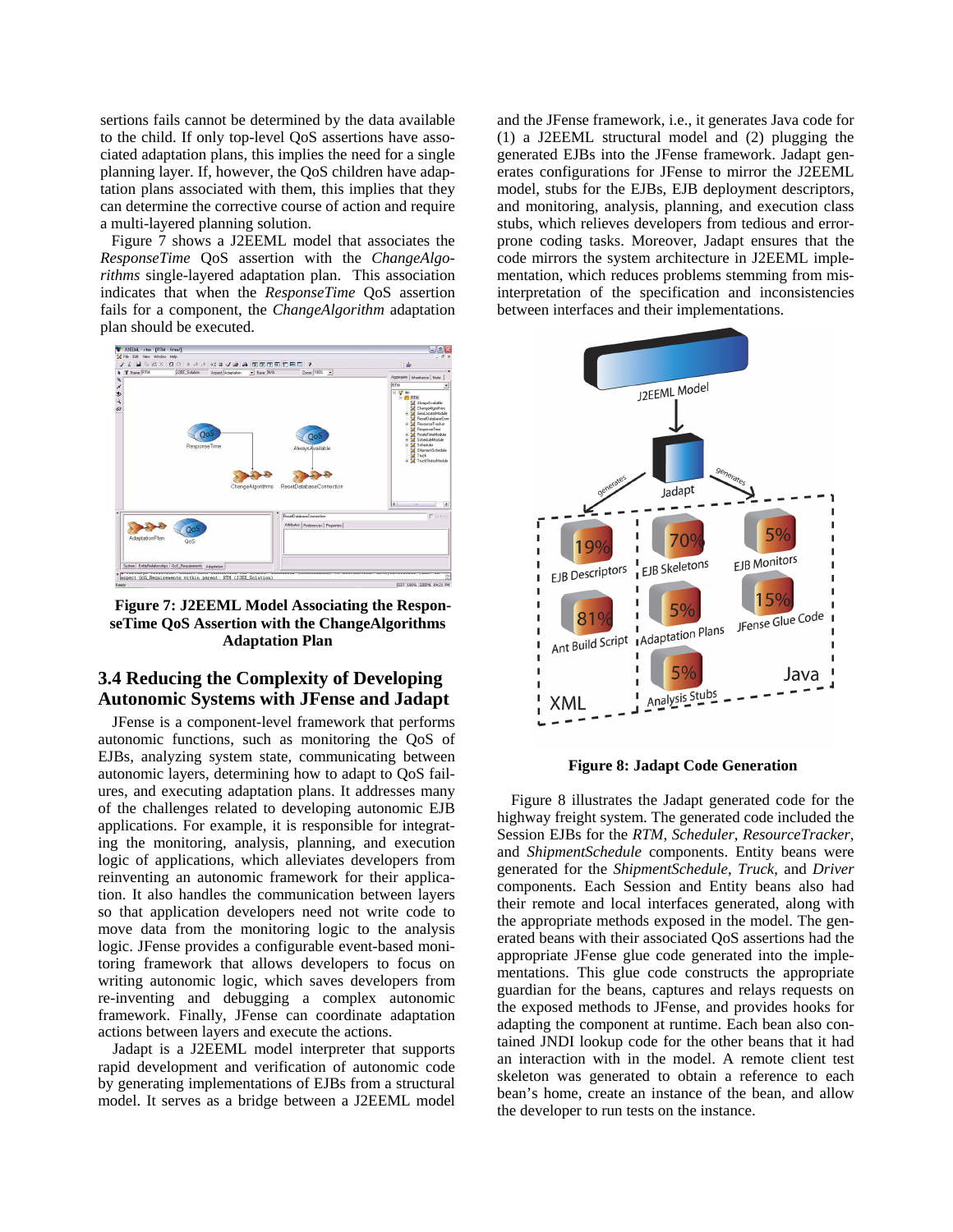sertions fails cannot be determined by the data available to the child. If only top-level QoS assertions have associated adaptation plans, this implies the need for a single planning layer. If, however, the QoS children have adaptation plans associated with them, this implies that they can determine the corrective course of action and require a multi-layered planning solution.

Figure 7 shows a J2EEML model that associates the *ResponseTime* QoS assertion with the *ChangeAlgorithms* single-layered adaptation plan. This association indicates that when the *ResponseTime* QoS assertion fails for a component, the *ChangeAlgorithm* adaptation plan should be executed.

**Figure 7: J2EEML Model Associating the ResponseTime QoS Assertion with the ChangeAlgorithms Adaptation Plan**

## 3.4 Reducing the Complexity of Developing Autonomic Systems with JFense and Jadapt

JFense is a component-level framework that performs autonomic functions, such as monitoring the QoS of EJBs, analyzing system state, communicating between autonomic layers, determining how to adapt to QoS failures, and executing adaptation plans. It addresses many of the challenges related to developing autonomic EJB applications. For example, it is responsible for integrating the monitoring, analysis, planning, and execution logic of applications, which alleviates developers from reinventing an autonomic framework for their application. It also handles the communication between layers so that application developers need not write code to move data from the monitoring logic to the analysis logic. JFense provides a configurable event-based monitoring framework that allows developers to focus on writing autonomic logic, which saves developers from re-inventing and debugging a complex autonomic framework. Finally, JFense can coordinate adaptation actions between layers and execute the actions.

Jadapt is a J2EEML model interpreter that supports rapid development and verification of autonomic code by generating implementations of EJBs from a structural model. It serves as a bridge between a J2EEML model and the JFense framework, i.e., it generates Java code for (1) a J2EEML structural model and (2) plugging the generated EJBs into the JFense framework. Jadapt generates configurations for JFense to mirror the J2EEML model, stubs for the EJBs, EJB deployment descriptors, and monitoring, analysis, planning, and execution class stubs, which relieves developers from tedious and error-prone coding tasks. Moreover, Jadapt ensures that the code mirrors the system architecture in J2EEML implementation, which reduces problems stemming from misinterpretation of the specification and inconsistencies between interfaces and their implementations.

**Figure 8: Jadapt Code Generation**

Figure 8 illustrates the Jadapt generated code for the highway freight system. The generated code included the Session EJBs for the *RTM*, *Scheduler*, *ResourceTracker*, and *ShipmentSchedule* components. Entity beans were generated for the *ShipmentSchedule*, *Truck*, and *Driver* components. Each Session and Entity beans also had their remote and local interfaces generated, along with the appropriate methods exposed in the model. The generated beans with their associated QoS assertions had the appropriate JFense glue code generated into the implementations. This glue code constructs the appropriate guardian for the beans, captures and relays requests on the exposed methods to JFense, and provides hooks for adapting the component at runtime. Each bean also contained JNDI lookup code for the other beans that it had an interaction with in the model. A remote client test skeleton was generated to obtain a reference to each bean's home, create an instance of the bean, and allow the developer to run tests on the instance.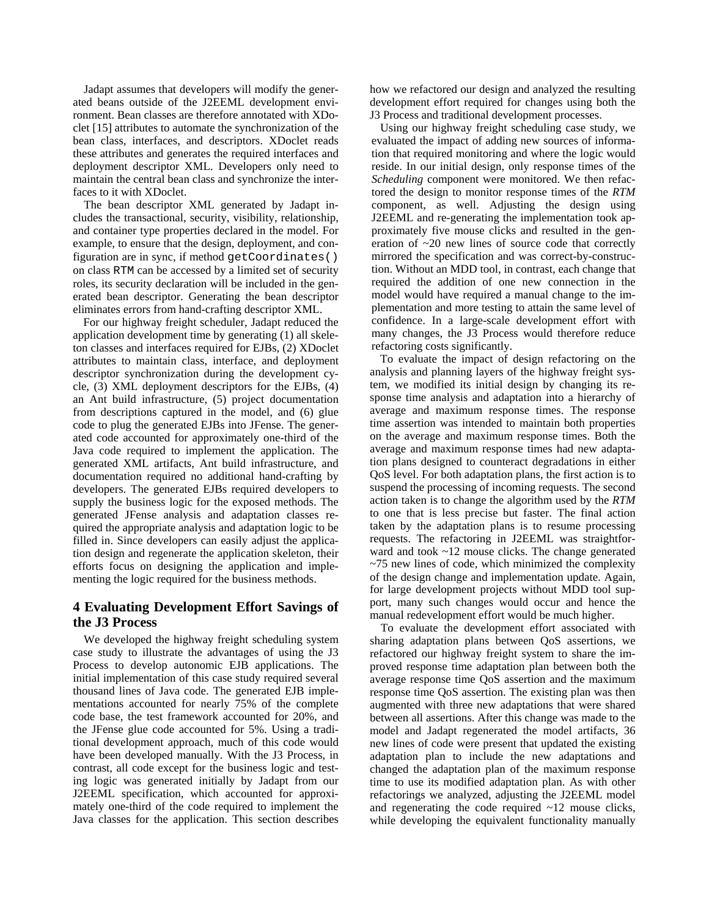Jadapt assumes that developers will modify the generated beans outside of the J2EEML development environment. Bean classes are therefore annotated with XDoclet [15] attributes to automate the synchronization of the bean class, interfaces, and descriptors. XDoclet reads these attributes and generates the required interfaces and deployment descriptor XML. Developers only need to maintain the central bean class and synchronize the interfaces to it with XDoclet.

The bean descriptor XML generated by Jadapt includes the transactional, security, visibility, relationship, and container type properties declared in the model. For example, to ensure that the design, deployment, and configuration are in sync, if method `getCoordinates()` on class `RTM` can be accessed by a limited set of security roles, its security declaration will be included in the generated bean descriptor. Generating the bean descriptor eliminates errors from hand-crafting descriptor XML.

For our highway freight scheduler, Jadapt reduced the application development time by generating (1) all skeleton classes and interfaces required for EJBs, (2) XDoclet attributes to maintain class, interface, and deployment descriptor synchronization during the development cycle, (3) XML deployment descriptors for the EJBs, (4) an Ant build infrastructure, (5) project documentation from descriptions captured in the model, and (6) glue code to plug the generated EJBs into JFense. The generated code accounted for approximately one-third of the Java code required to implement the application. The generated XML artifacts, Ant build infrastructure, and documentation required no additional hand-crafting by developers. The generated EJBs required developers to supply the business logic for the exposed methods. The generated JFense analysis and adaptation classes required the appropriate analysis and adaptation logic to be filled in. Since developers can easily adjust the application design and regenerate the application skeleton, their efforts focus on designing the application and implementing the logic required for the business methods.

## 4 Evaluating Development Effort Savings of the J3 Process

We developed the highway freight scheduling system case study to illustrate the advantages of using the J3 Process to develop autonomic EJB applications. The initial implementation of this case study required several thousand lines of Java code. The generated EJB implementations accounted for nearly 75% of the complete code base, the test framework accounted for 20%, and the JFense glue code accounted for 5%. Using a traditional development approach, much of this code would have been developed manually. With the J3 Process, in contrast, all code except for the business logic and testing logic was generated initially by Jadapt from our J2EEML specification, which accounted for approximately one-third of the code required to implement the Java classes for the application. This section describes how we refactored our design and analyzed the resulting development effort required for changes using both the J3 Process and traditional development processes.

Using our highway freight scheduling case study, we evaluated the impact of adding new sources of information that required monitoring and where the logic would reside. In our initial design, only response times of the *Scheduling* component were monitored. We then refactored the design to monitor response times of the *RTM* component, as well. Adjusting the design using J2EEML and re-generating the implementation took approximately five mouse clicks and resulted in the generation of ~20 new lines of source code that correctly mirrored the specification and was correct-by-construction. Without an MDD tool, in contrast, each change that required the addition of one new connection in the model would have required a manual change to the implementation and more testing to attain the same level of confidence. In a large-scale development effort with many changes, the J3 Process would therefore reduce refactoring costs significantly.

To evaluate the impact of design refactoring on the analysis and planning layers of the highway freight system, we modified its initial design by changing its response time analysis and adaptation into a hierarchy of average and maximum response times. The response time assertion was intended to maintain both properties on the average and maximum response times. Both the average and maximum response times had new adaptation plans designed to counteract degradations in either QoS level. For both adaptation plans, the first action is to suspend the processing of incoming requests. The second action taken is to change the algorithm used by the *RTM* to one that is less precise but faster. The final action taken by the adaptation plans is to resume processing requests. The refactoring in J2EEML was straightforward and took ~12 mouse clicks. The change generated ~75 new lines of code, which minimized the complexity of the design change and implementation update. Again, for large development projects without MDD tool support, many such changes would occur and hence the manual redevelopment effort would be much higher.

To evaluate the development effort associated with sharing adaptation plans between QoS assertions, we refactored our highway freight system to share the improved response time adaptation plan between both the average response time QoS assertion and the maximum response time QoS assertion. The existing plan was then augmented with three new adaptations that were shared between all assertions. After this change was made to the model and Jadapt regenerated the model artifacts, 36 new lines of code were present that updated the existing adaptation plan to include the new adaptations and changed the adaptation plan of the maximum response time to use its modified adaptation plan. As with other refactorings we analyzed, adjusting the J2EEML model and regenerating the code required ~12 mouse clicks, while developing the equivalent functionality manually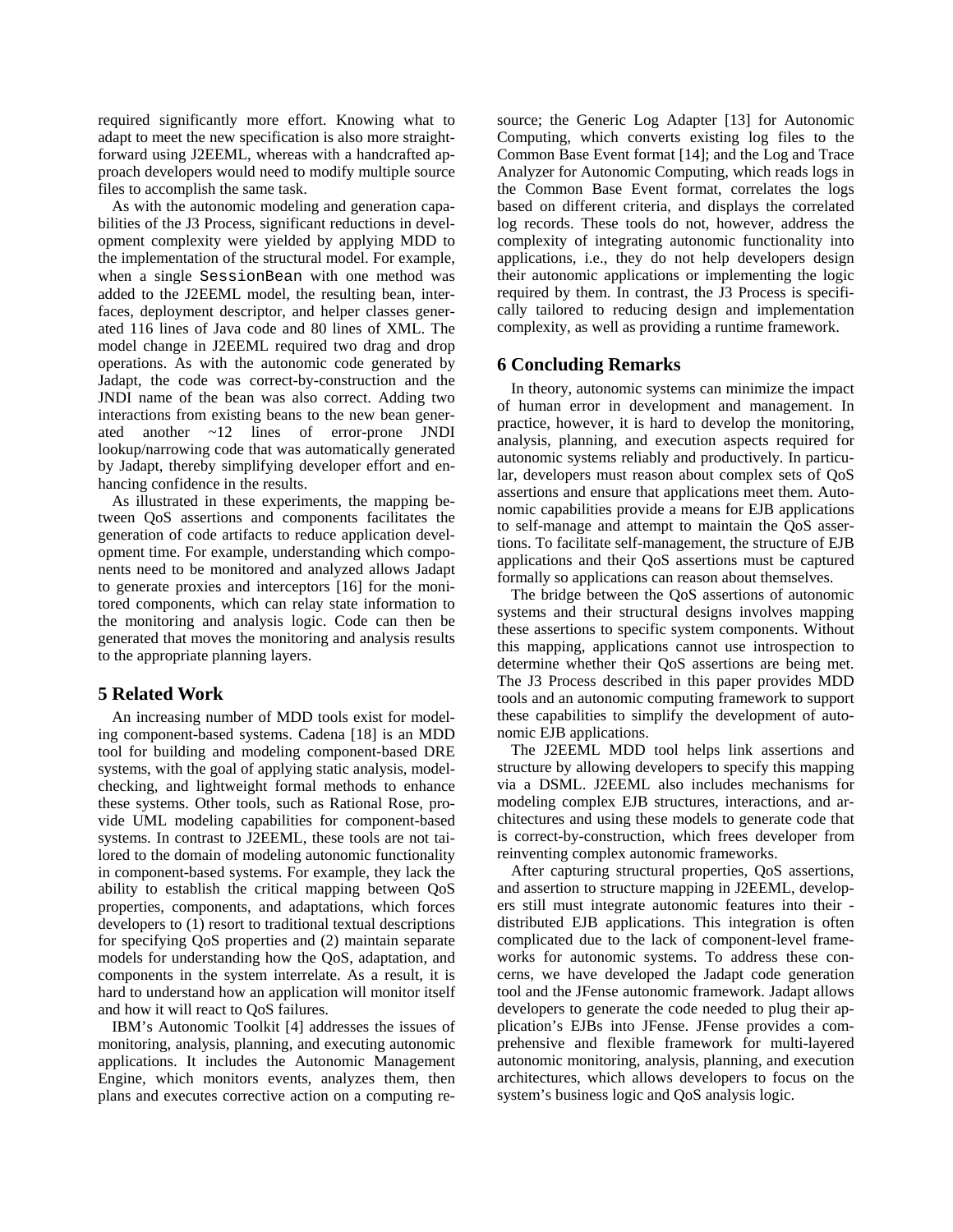required significantly more effort. Knowing what to adapt to meet the new specification is also more straightforward using J2EEML, whereas with a handcrafted approach developers would need to modify multiple source files to accomplish the same task.

As with the autonomic modeling and generation capabilities of the J3 Process, significant reductions in development complexity were yielded by applying MDD to the implementation of the structural model. For example, when a single `SessionBean` with one method was added to the J2EEML model, the resulting bean, interfaces, deployment descriptor, and helper classes generated 116 lines of Java code and 80 lines of XML. The model change in J2EEML required two drag and drop operations. As with the autonomic code generated by Jadapt, the code was correct-by-construction and the JNDI name of the bean was also correct. Adding two interactions from existing beans to the new bean generated another ~12 lines of error-prone JNDI lookup/narrowing code that was automatically generated by Jadapt, thereby simplifying developer effort and enhancing confidence in the results.

As illustrated in these experiments, the mapping between QoS assertions and components facilitates the generation of code artifacts to reduce application development time. For example, understanding which components need to be monitored and analyzed allows Jadapt to generate proxies and interceptors [16] for the monitored components, which can relay state information to the monitoring and analysis logic. Code can then be generated that moves the monitoring and analysis results to the appropriate planning layers.

## 5 Related Work

An increasing number of MDD tools exist for modeling component-based systems. Cadena [18] is an MDD tool for building and modeling component-based DRE systems, with the goal of applying static analysis, model-checking, and lightweight formal methods to enhance these systems. Other tools, such as Rational Rose, provide UML modeling capabilities for component-based systems. In contrast to J2EEML, these tools are not tailored to the domain of modeling autonomic functionality in component-based systems. For example, they lack the ability to establish the critical mapping between QoS properties, components, and adaptations, which forces developers to (1) resort to traditional textual descriptions for specifying QoS properties and (2) maintain separate models for understanding how the QoS, adaptation, and components in the system interrelate. As a result, it is hard to understand how an application will monitor itself and how it will react to QoS failures.

IBM's Autonomic Toolkit [4] addresses the issues of monitoring, analysis, planning, and executing autonomic applications. It includes the Autonomic Management Engine, which monitors events, analyzes them, then plans and executes corrective action on a computing resource; the Generic Log Adapter [13] for Autonomic Computing, which converts existing log files to the Common Base Event format [14]; and the Log and Trace Analyzer for Autonomic Computing, which reads logs in the Common Base Event format, correlates the logs based on different criteria, and displays the correlated log records. These tools do not, however, address the complexity of integrating autonomic functionality into applications, i.e., they do not help developers design their autonomic applications or implementing the logic required by them. In contrast, the J3 Process is specifically tailored to reducing design and implementation complexity, as well as providing a runtime framework.

## 6 Concluding Remarks

In theory, autonomic systems can minimize the impact of human error in development and management. In practice, however, it is hard to develop the monitoring, analysis, planning, and execution aspects required for autonomic systems reliably and productively. In particular, developers must reason about complex sets of QoS assertions and ensure that applications meet them. Autonomic capabilities provide a means for EJB applications to self-manage and attempt to maintain the QoS assertions. To facilitate self-management, the structure of EJB applications and their QoS assertions must be captured formally so applications can reason about themselves.

The bridge between the QoS assertions of autonomic systems and their structural designs involves mapping these assertions to specific system components. Without this mapping, applications cannot use introspection to determine whether their QoS assertions are being met. The J3 Process described in this paper provides MDD tools and an autonomic computing framework to support these capabilities to simplify the development of autonomic EJB applications.

The J2EEML MDD tool helps link assertions and structure by allowing developers to specify this mapping via a DSML. J2EEML also includes mechanisms for modeling complex EJB structures, interactions, and architectures and using these models to generate code that is correct-by-construction, which frees developer from reinventing complex autonomic frameworks.

After capturing structural properties, QoS assertions, and assertion to structure mapping in J2EEML, developers still must integrate autonomic features into their - distributed EJB applications. This integration is often complicated due to the lack of component-level frameworks for autonomic systems. To address these concerns, we have developed the Jadapt code generation tool and the JFense autonomic framework. Jadapt allows developers to generate the code needed to plug their application's EJBs into JFense. JFense provides a comprehensive and flexible framework for multi-layered autonomic monitoring, analysis, planning, and execution architectures, which allows developers to focus on the system's business logic and QoS analysis logic.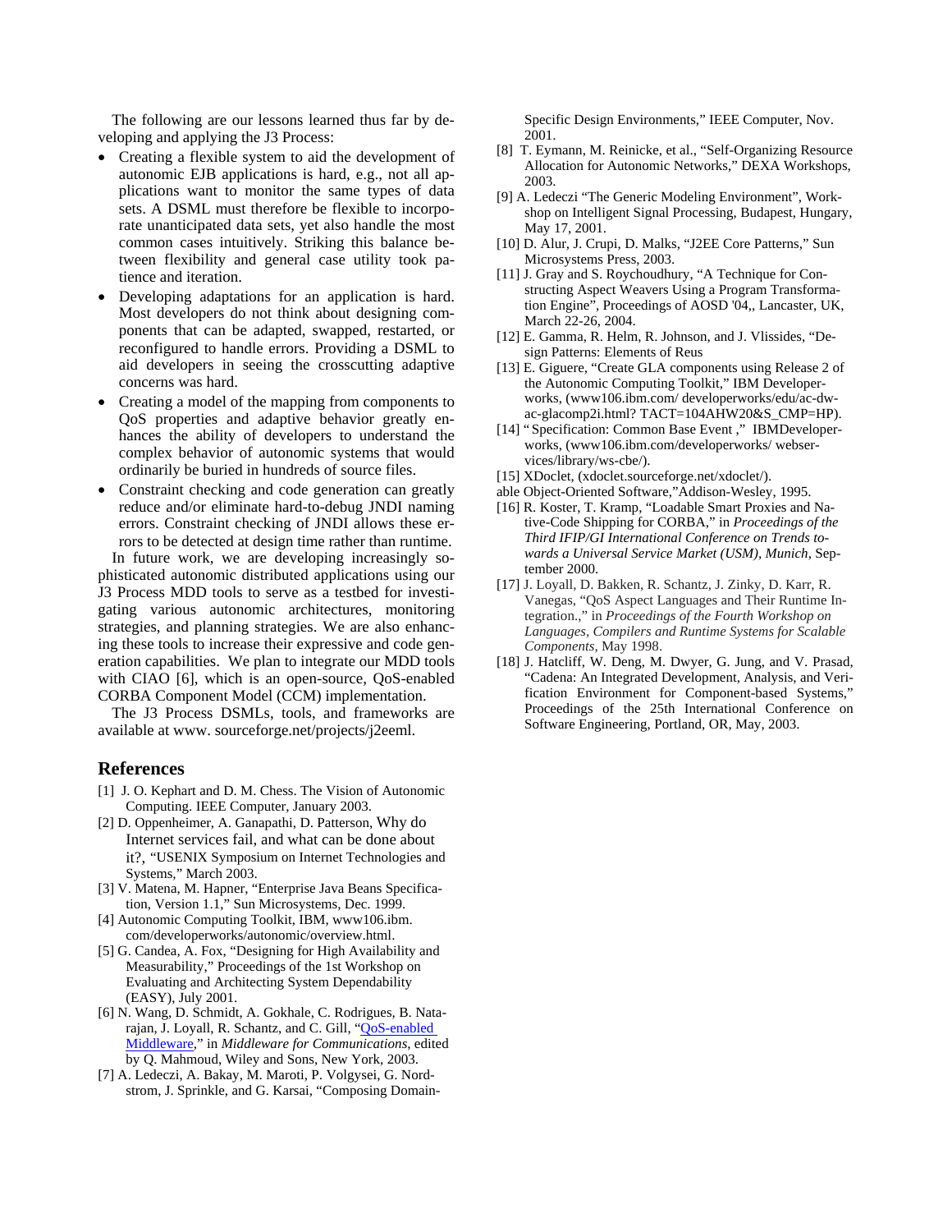The following are our lessons learned thus far by developing and applying the J3 Process:

- Creating a flexible system to aid the development of autonomic EJB applications is hard, e.g., not all applications want to monitor the same types of data sets. A DSML must therefore be flexible to incorporate unanticipated data sets, yet also handle the most common cases intuitively. Striking this balance between flexibility and general case utility took patience and iteration.
- Developing adaptations for an application is hard. Most developers do not think about designing components that can be adapted, swapped, restarted, or reconfigured to handle errors. Providing a DSML to aid developers in seeing the crosscutting adaptive concerns was hard.
- Creating a model of the mapping from components to QoS properties and adaptive behavior greatly enhances the ability of developers to understand the complex behavior of autonomic systems that would ordinarily be buried in hundreds of source files.
- Constraint checking and code generation can greatly reduce and/or eliminate hard-to-debug JNDI naming errors. Constraint checking of JNDI allows these errors to be detected at design time rather than runtime.

In future work, we are developing increasingly sophisticated autonomic distributed applications using our J3 Process MDD tools to serve as a testbed for investigating various autonomic architectures, monitoring strategies, and planning strategies. We are also enhancing these tools to increase their expressive and code generation capabilities. We plan to integrate our MDD tools with CIAO [6], which is an open-source, QoS-enabled CORBA Component Model (CCM) implementation.

The J3 Process DSMLs, tools, and frameworks are available at www. sourceforge.net/projects/j2eeml.

## References

[1] J. O. Kephart and D. M. Chess. The Vision of Autonomic Computing. IEEE Computer, January 2003.

[2] D. Oppenheimer, A. Ganapathi, D. Patterson, Why do Internet services fail, and what can be done about it?, "USENIX Symposium on Internet Technologies and Systems," March 2003.

[3] V. Matena, M. Hapner, "Enterprise Java Beans Specification, Version 1.1," Sun Microsystems, Dec. 1999.

[4] Autonomic Computing Toolkit, IBM, www106.ibm. com/developerworks/autonomic/overview.html.

[5] G. Candea, A. Fox, "Designing for High Availability and Measurability," Proceedings of the 1st Workshop on Evaluating and Architecting System Dependability (EASY), July 2001.

[6] N. Wang, D. Schmidt, A. Gokhale, C. Rodrigues, B. Natarajan, J. Loyall, R. Schantz, and C. Gill, "QoS-enabled Middleware," in *Middleware for Communications*, edited by Q. Mahmoud, Wiley and Sons, New York, 2003.

[7] A. Ledeczi, A. Bakay, M. Maroti, P. Volgysei, G. Nordstrom, J. Sprinkle, and G. Karsai, "Composing Domain-Specific Design Environments," IEEE Computer, Nov. 2001.

[8] T. Eymann, M. Reinicke, et al., "Self-Organizing Resource Allocation for Autonomic Networks," DEXA Workshops, 2003.

[9] A. Ledeczi "The Generic Modeling Environment", Workshop on Intelligent Signal Processing, Budapest, Hungary, May 17, 2001.

[10] D. Alur, J. Crupi, D. Malks, "J2EE Core Patterns," Sun Microsystems Press, 2003.

[11] J. Gray and S. Roychoudhury, "A Technique for Constructing Aspect Weavers Using a Program Transformation Engine", Proceedings of AOSD '04,, Lancaster, UK, March 22-26, 2004.

[12] E. Gamma, R. Helm, R. Johnson, and J. Vlissides, "Design Patterns: Elements of Reus

[13] E. Giguere, "Create GLA components using Release 2 of the Autonomic Computing Toolkit," IBM Developerworks, (www106.ibm.com/ developerworks/edu/ac-dw-ac-glacomp2i.html? TACT=104AHW20&S_CMP=HP).

[14] " Specification: Common Base Event ," IBMDeveloperworks, (www106.ibm.com/developerworks/ webservices/library/ws-cbe/).

[15] XDoclet, (xdoclet.sourceforge.net/xdoclet/).

able Object-Oriented Software,"Addison-Wesley, 1995.

[16] R. Koster, T. Kramp, "Loadable Smart Proxies and Native-Code Shipping for CORBA," in *Proceedings of the Third IFIP/GI International Conference on Trends towards a Universal Service Market (USM), Munich*, September 2000.

[17] J. Loyall, D. Bakken, R. Schantz, J. Zinky, D. Karr, R. Vanegas, "QoS Aspect Languages and Their Runtime Integration.," in *Proceedings of the Fourth Workshop on Languages, Compilers and Runtime Systems for Scalable Components*, May 1998.

[18] J. Hatcliff, W. Deng, M. Dwyer, G. Jung, and V. Prasad, "Cadena: An Integrated Development, Analysis, and Verification Environment for Component-based Systems," Proceedings of the 25th International Conference on Software Engineering, Portland, OR, May, 2003.